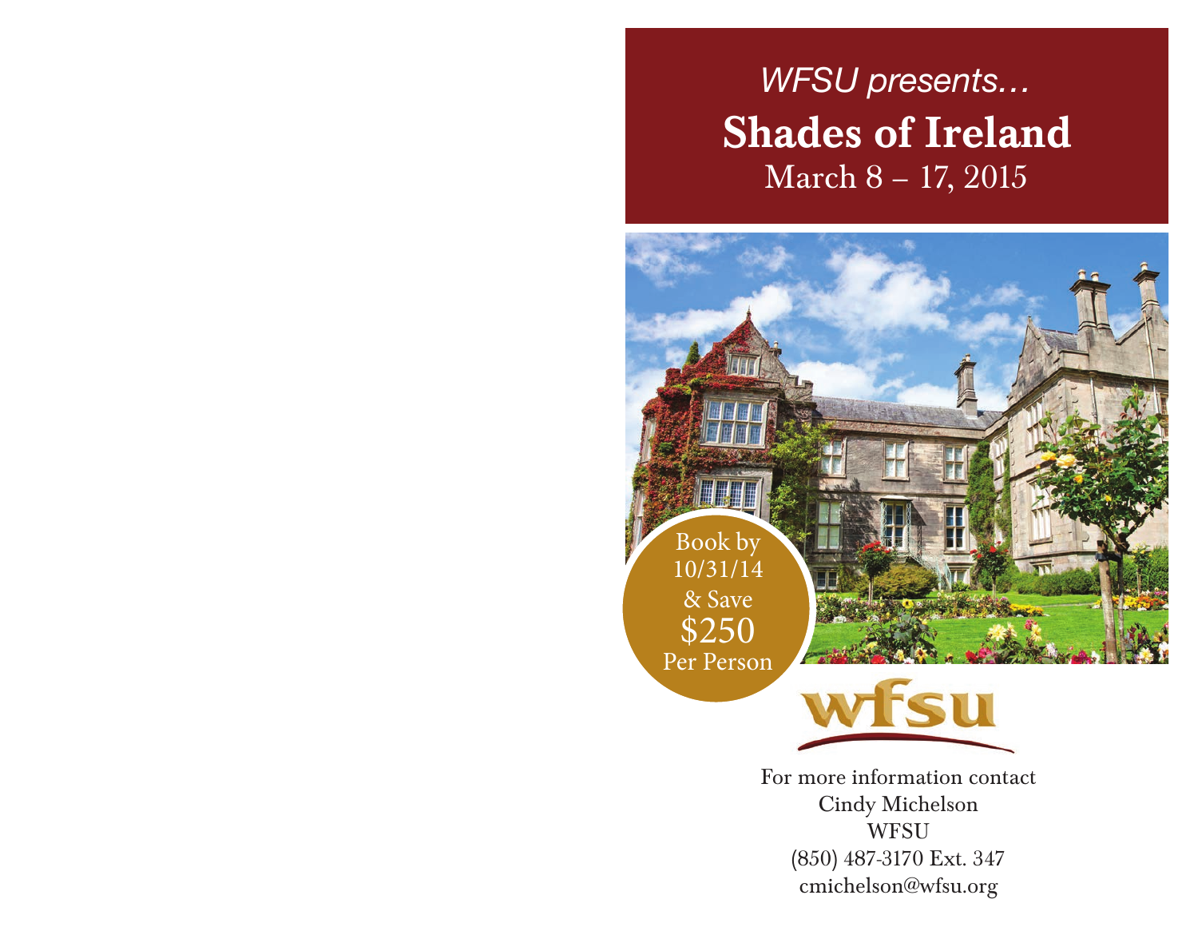*WFSU presents…*

# Shades of Ireland

March 8 – 17, 2015

Book by 10/31/14 & Save $250 Per Person

wfsu

For more information contact
Cindy Michelson
WFSU
(850) 487-3170 Ext. 347
cmichelson@wfsu.org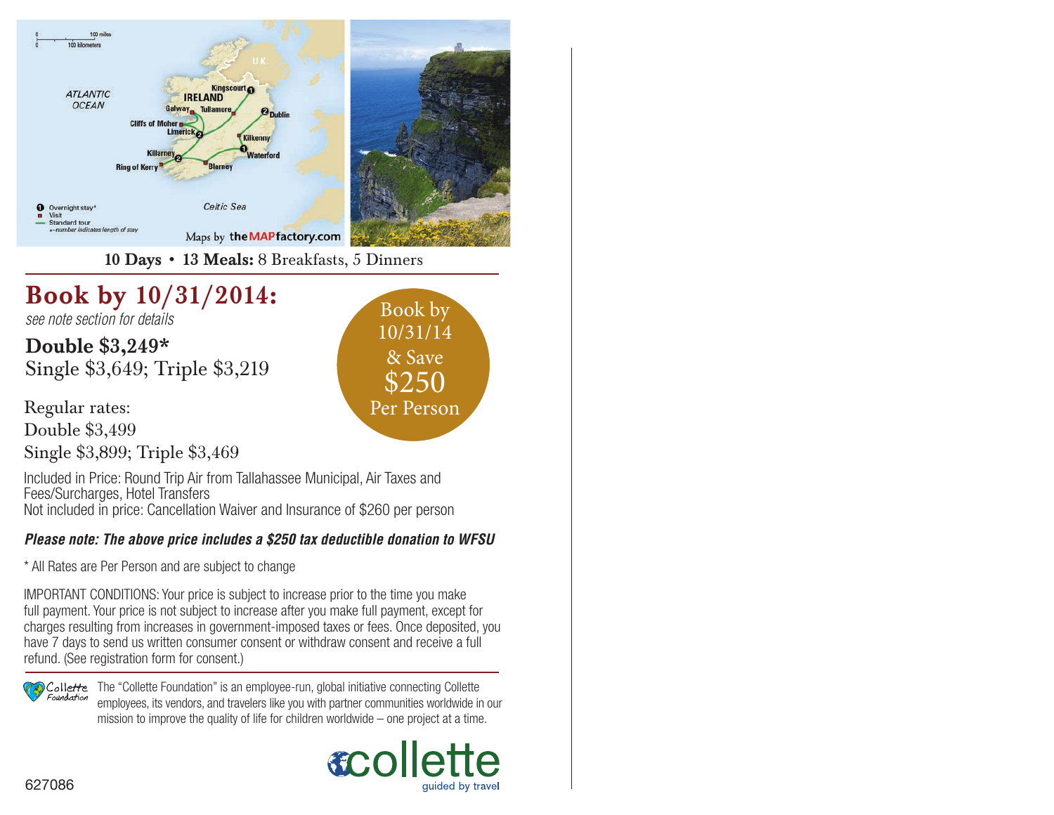**10 Days • 13 Meals:** 8 Breakfasts, 5 Dinners

## Book by 10/31/2014:

*see note section for details*

**Double $3,249***
Single $3,649; Triple $3,219

Book by 10/31/14 & Save $250 Per Person

Regular rates:
Double $3,499
Single $3,899; Triple $3,469

Included in Price: Round Trip Air from Tallahassee Municipal, Air Taxes and Fees/Surcharges, Hotel Transfers
Not included in price: Cancellation Waiver and Insurance of $260 per person

***Please note: The above price includes a $250 tax deductible donation to WFSU***

* All Rates are Per Person and are subject to change

IMPORTANT CONDITIONS: Your price is subject to increase prior to the time you make full payment. Your price is not subject to increase after you make full payment, except for charges resulting from increases in government-imposed taxes or fees. Once deposited, you have 7 days to send us written consumer consent or withdraw consent and receive a full refund. (See registration form for consent.)

The "Collette Foundation" is an employee-run, global initiative connecting Collette employees, its vendors, and travelers like you with partner communities worldwide in our mission to improve the quality of life for children worldwide – one project at a time.

627086

collette
guided by travel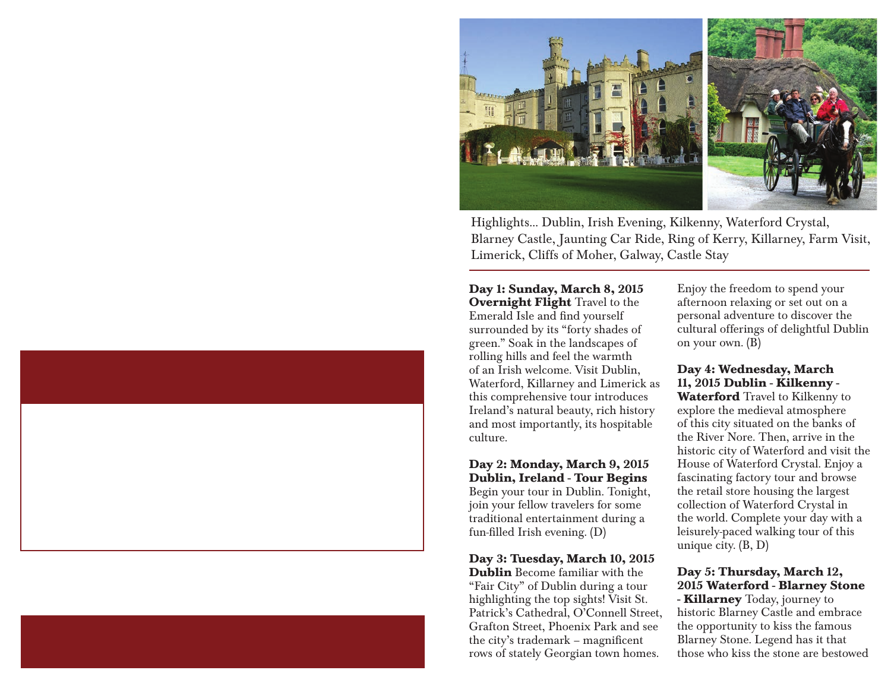Highlights... Dublin, Irish Evening, Kilkenny, Waterford Crystal, Blarney Castle, Jaunting Car Ride, Ring of Kerry, Killarney, Farm Visit, Limerick, Cliffs of Moher, Galway, Castle Stay

**Day 1: Sunday, March 8, 2015 Overnight Flight** Travel to the Emerald Isle and find yourself surrounded by its "forty shades of green." Soak in the landscapes of rolling hills and feel the warmth of an Irish welcome. Visit Dublin, Waterford, Killarney and Limerick as this comprehensive tour introduces Ireland's natural beauty, rich history and most importantly, its hospitable culture.

**Day 2: Monday, March 9, 2015 Dublin, Ireland - Tour Begins** Begin your tour in Dublin. Tonight, join your fellow travelers for some traditional entertainment during a fun-filled Irish evening. (D)

**Day 3: Tuesday, March 10, 2015 Dublin** Become familiar with the "Fair City" of Dublin during a tour highlighting the top sights! Visit St. Patrick's Cathedral, O'Connell Street, Grafton Street, Phoenix Park and see the city's trademark – magnificent rows of stately Georgian town homes. Enjoy the freedom to spend your afternoon relaxing or set out on a personal adventure to discover the cultural offerings of delightful Dublin on your own. (B)

**Day 4: Wednesday, March 11, 2015 Dublin - Kilkenny - Waterford** Travel to Kilkenny to explore the medieval atmosphere of this city situated on the banks of the River Nore. Then, arrive in the historic city of Waterford and visit the House of Waterford Crystal. Enjoy a fascinating factory tour and browse the retail store housing the largest collection of Waterford Crystal in the world. Complete your day with a leisurely-paced walking tour of this unique city. (B, D)

**Day 5: Thursday, March 12, 2015 Waterford - Blarney Stone - Killarney** Today, journey to historic Blarney Castle and embrace the opportunity to kiss the famous Blarney Stone. Legend has it that those who kiss the stone are bestowed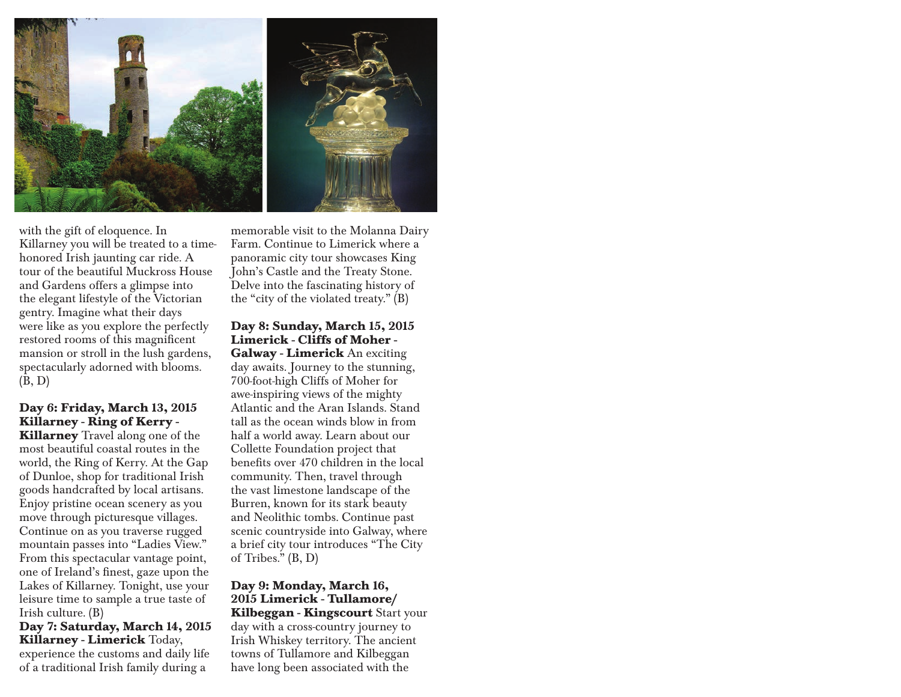with the gift of eloquence. In Killarney you will be treated to a time-honored Irish jaunting car ride. A tour of the beautiful Muckross House and Gardens offers a glimpse into the elegant lifestyle of the Victorian gentry. Imagine what their days were like as you explore the perfectly restored rooms of this magnificent mansion or stroll in the lush gardens, spectacularly adorned with blooms. (B, D)

**Day 6: Friday, March 13, 2015 Killarney - Ring of Kerry - Killarney** Travel along one of the most beautiful coastal routes in the world, the Ring of Kerry. At the Gap of Dunloe, shop for traditional Irish goods handcrafted by local artisans. Enjoy pristine ocean scenery as you move through picturesque villages. Continue on as you traverse rugged mountain passes into "Ladies View." From this spectacular vantage point, one of Ireland's finest, gaze upon the Lakes of Killarney. Tonight, use your leisure time to sample a true taste of Irish culture. (B)

**Day 7: Saturday, March 14, 2015 Killarney - Limerick** Today, experience the customs and daily life of a traditional Irish family during a memorable visit to the Molanna Dairy Farm. Continue to Limerick where a panoramic city tour showcases King John's Castle and the Treaty Stone. Delve into the fascinating history of the "city of the violated treaty." (B)

**Day 8: Sunday, March 15, 2015 Limerick - Cliffs of Moher - Galway - Limerick** An exciting day awaits. Journey to the stunning, 700-foot-high Cliffs of Moher for awe-inspiring views of the mighty Atlantic and the Aran Islands. Stand tall as the ocean winds blow in from half a world away. Learn about our Collette Foundation project that benefits over 470 children in the local community. Then, travel through the vast limestone landscape of the Burren, known for its stark beauty and Neolithic tombs. Continue past scenic countryside into Galway, where a brief city tour introduces "The City of Tribes." (B, D)

**Day 9: Monday, March 16, 2015 Limerick - Tullamore/ Kilbeggan - Kingscourt** Start your day with a cross-country journey to Irish Whiskey territory. The ancient towns of Tullamore and Kilbeggan have long been associated with the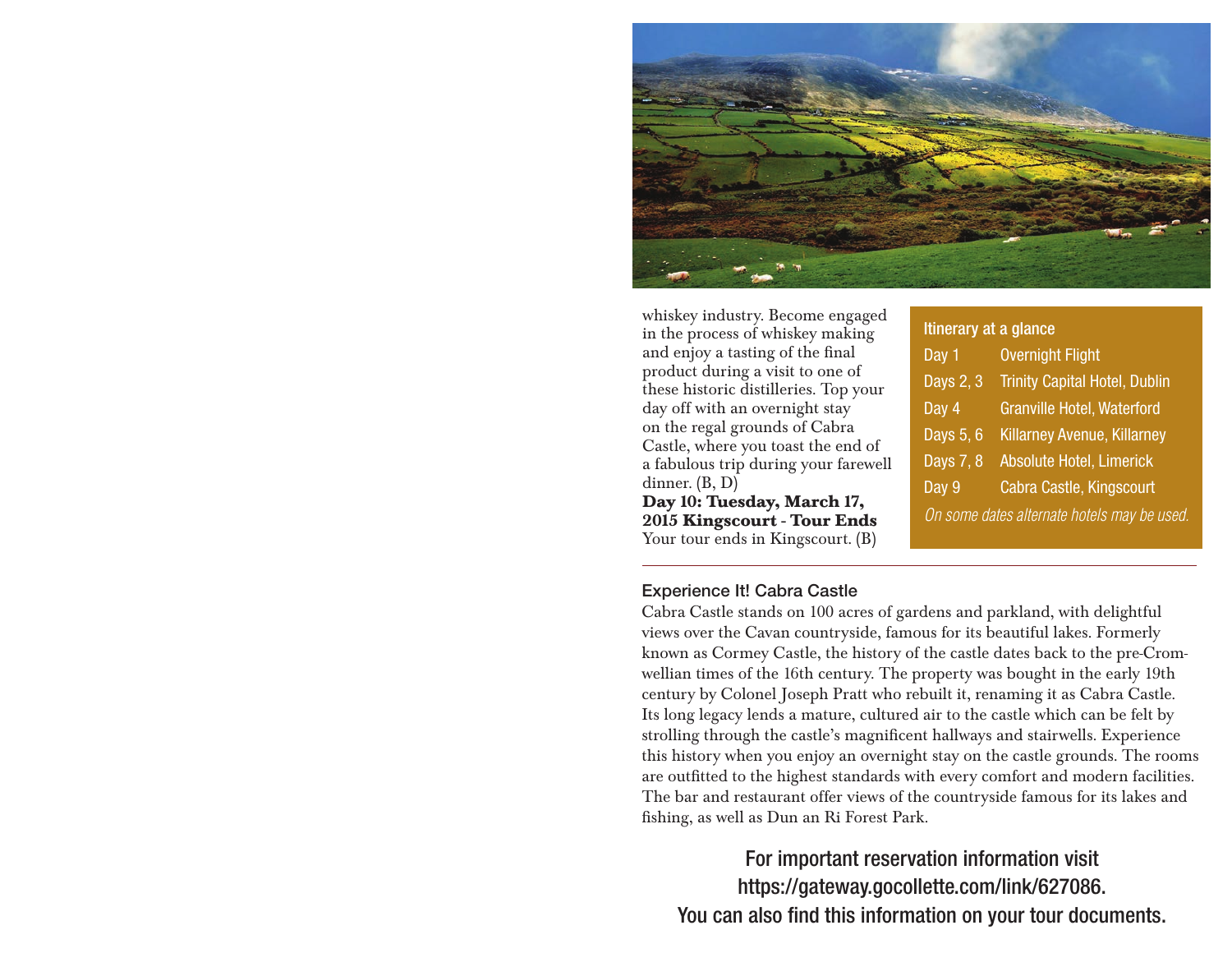whiskey industry. Become engaged in the process of whiskey making and enjoy a tasting of the final product during a visit to one of these historic distilleries. Top your day off with an overnight stay on the regal grounds of Cabra Castle, where you toast the end of a fabulous trip during your farewell dinner. (B, D)

**Day 10: Tuesday, March 17, 2015 Kingscourt - Tour Ends**
Your tour ends in Kingscourt. (B)

### Itinerary at a glance

| | |
|---|---|
| Day 1 | Overnight Flight |
| Days 2, 3 | Trinity Capital Hotel, Dublin |
| Day 4 | Granville Hotel, Waterford |
| Days 5, 6 | Killarney Avenue, Killarney |
| Days 7, 8 | Absolute Hotel, Limerick |
| Day 9 | Cabra Castle, Kingscourt |

*On some dates alternate hotels may be used.*

### Experience It! Cabra Castle

Cabra Castle stands on 100 acres of gardens and parkland, with delightful views over the Cavan countryside, famous for its beautiful lakes. Formerly known as Cormey Castle, the history of the castle dates back to the pre-Cromwellian times of the 16th century. The property was bought in the early 19th century by Colonel Joseph Pratt who rebuilt it, renaming it as Cabra Castle. Its long legacy lends a mature, cultured air to the castle which can be felt by strolling through the castle's magnificent hallways and stairwells. Experience this history when you enjoy an overnight stay on the castle grounds. The rooms are outfitted to the highest standards with every comfort and modern facilities. The bar and restaurant offer views of the countryside famous for its lakes and fishing, as well as Dun an Ri Forest Park.

For important reservation information visit https://gateway.gocollette.com/link/627086.
You can also find this information on your tour documents.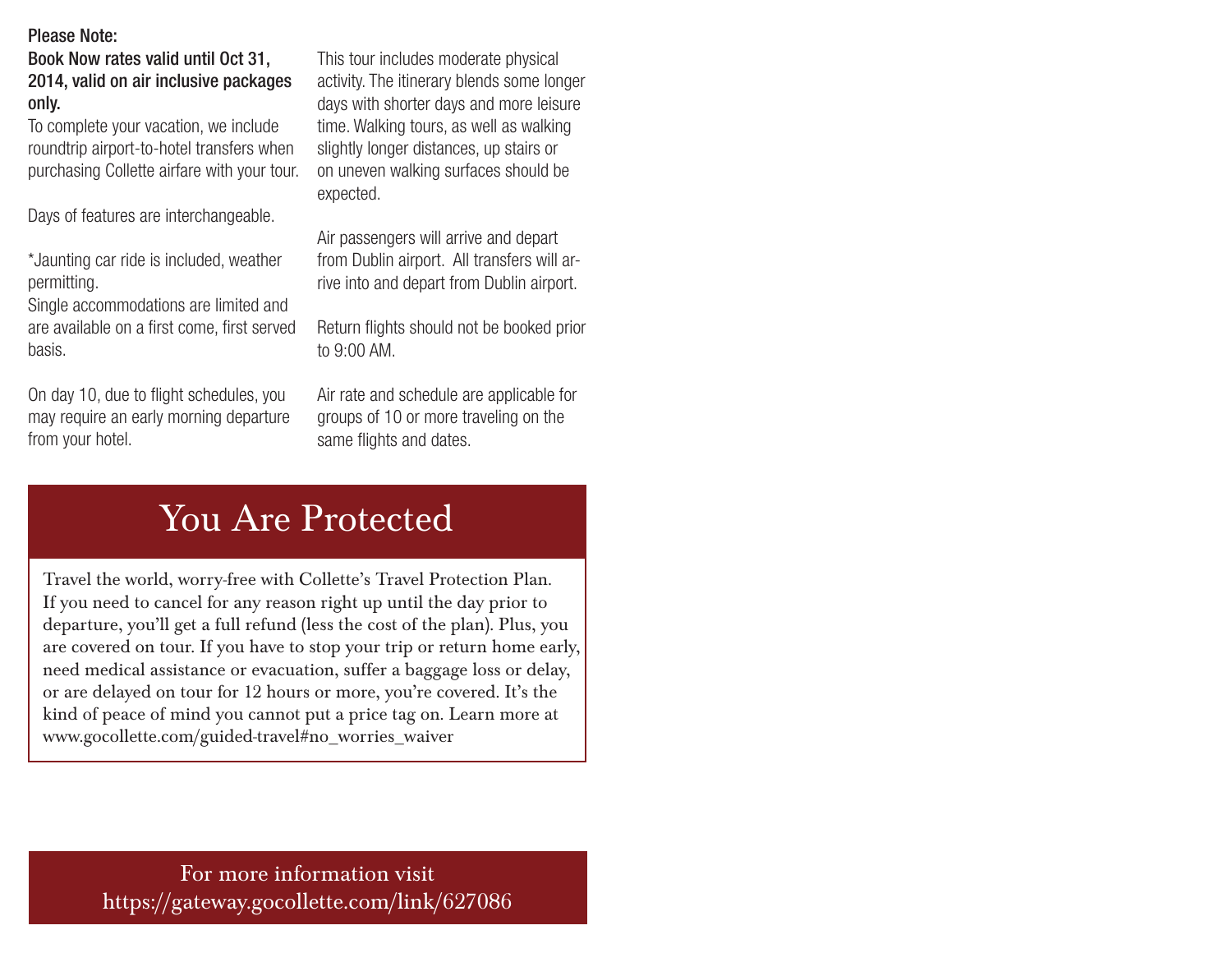Please Note:

**Book Now rates valid until Oct 31, 2014, valid on air inclusive packages only.**

To complete your vacation, we include roundtrip airport-to-hotel transfers when purchasing Collette airfare with your tour.

Days of features are interchangeable.

*Jaunting car ride is included, weather permitting.

Single accommodations are limited and are available on a first come, first served basis.

On day 10, due to flight schedules, you may require an early morning departure from your hotel.

This tour includes moderate physical activity. The itinerary blends some longer days with shorter days and more leisure time. Walking tours, as well as walking slightly longer distances, up stairs or on uneven walking surfaces should be expected.

Air passengers will arrive and depart from Dublin airport. All transfers will arrive into and depart from Dublin airport.

Return flights should not be booked prior to 9:00 AM.

Air rate and schedule are applicable for groups of 10 or more traveling on the same flights and dates.

## You Are Protected

Travel the world, worry-free with Collette's Travel Protection Plan. If you need to cancel for any reason right up until the day prior to departure, you'll get a full refund (less the cost of the plan). Plus, you are covered on tour. If you have to stop your trip or return home early, need medical assistance or evacuation, suffer a baggage loss or delay, or are delayed on tour for 12 hours or more, you're covered. It's the kind of peace of mind you cannot put a price tag on. Learn more at www.gocollette.com/guided-travel#no_worries_waiver

For more information visit
https://gateway.gocollette.com/link/627086